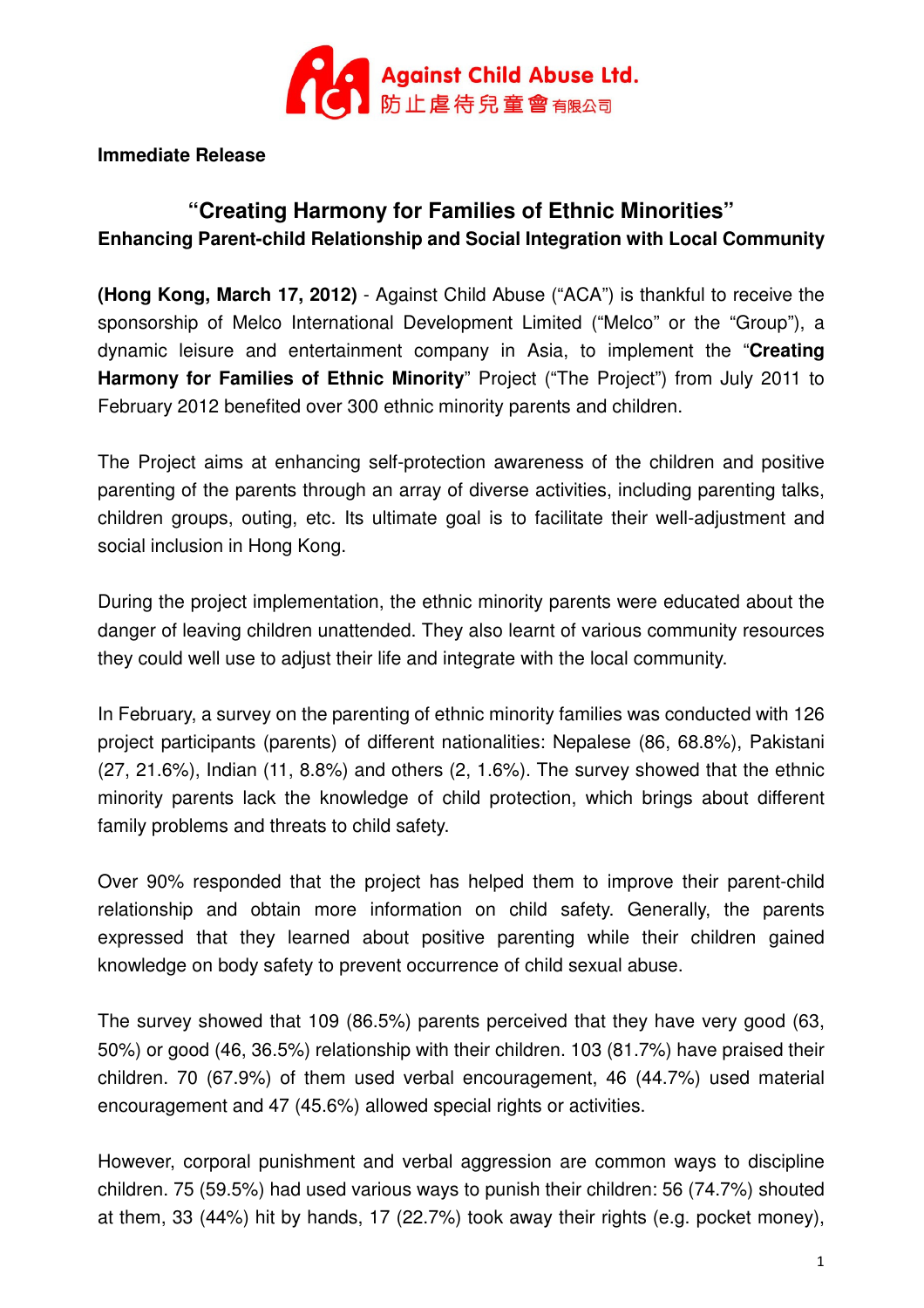Against Child Abuse Ltd.
防止虐待兒童會有限公司

**Immediate Release**

# "Creating Harmony for Families of Ethnic Minorities"

## Enhancing Parent-child Relationship and Social Integration with Local Community

**(Hong Kong, March 17, 2012)** - Against Child Abuse ("ACA") is thankful to receive the sponsorship of Melco International Development Limited ("Melco" or the "Group"), a dynamic leisure and entertainment company in Asia, to implement the "**Creating Harmony for Families of Ethnic Minority**" Project ("The Project") from July 2011 to February 2012 benefited over 300 ethnic minority parents and children.

The Project aims at enhancing self-protection awareness of the children and positive parenting of the parents through an array of diverse activities, including parenting talks, children groups, outing, etc. Its ultimate goal is to facilitate their well-adjustment and social inclusion in Hong Kong.

During the project implementation, the ethnic minority parents were educated about the danger of leaving children unattended. They also learnt of various community resources they could well use to adjust their life and integrate with the local community.

In February, a survey on the parenting of ethnic minority families was conducted with 126 project participants (parents) of different nationalities: Nepalese (86, 68.8%), Pakistani (27, 21.6%), Indian (11, 8.8%) and others (2, 1.6%). The survey showed that the ethnic minority parents lack the knowledge of child protection, which brings about different family problems and threats to child safety.

Over 90% responded that the project has helped them to improve their parent-child relationship and obtain more information on child safety. Generally, the parents expressed that they learned about positive parenting while their children gained knowledge on body safety to prevent occurrence of child sexual abuse.

The survey showed that 109 (86.5%) parents perceived that they have very good (63, 50%) or good (46, 36.5%) relationship with their children. 103 (81.7%) have praised their children. 70 (67.9%) of them used verbal encouragement, 46 (44.7%) used material encouragement and 47 (45.6%) allowed special rights or activities.

However, corporal punishment and verbal aggression are common ways to discipline children. 75 (59.5%) had used various ways to punish their children: 56 (74.7%) shouted at them, 33 (44%) hit by hands, 17 (22.7%) took away their rights (e.g. pocket money),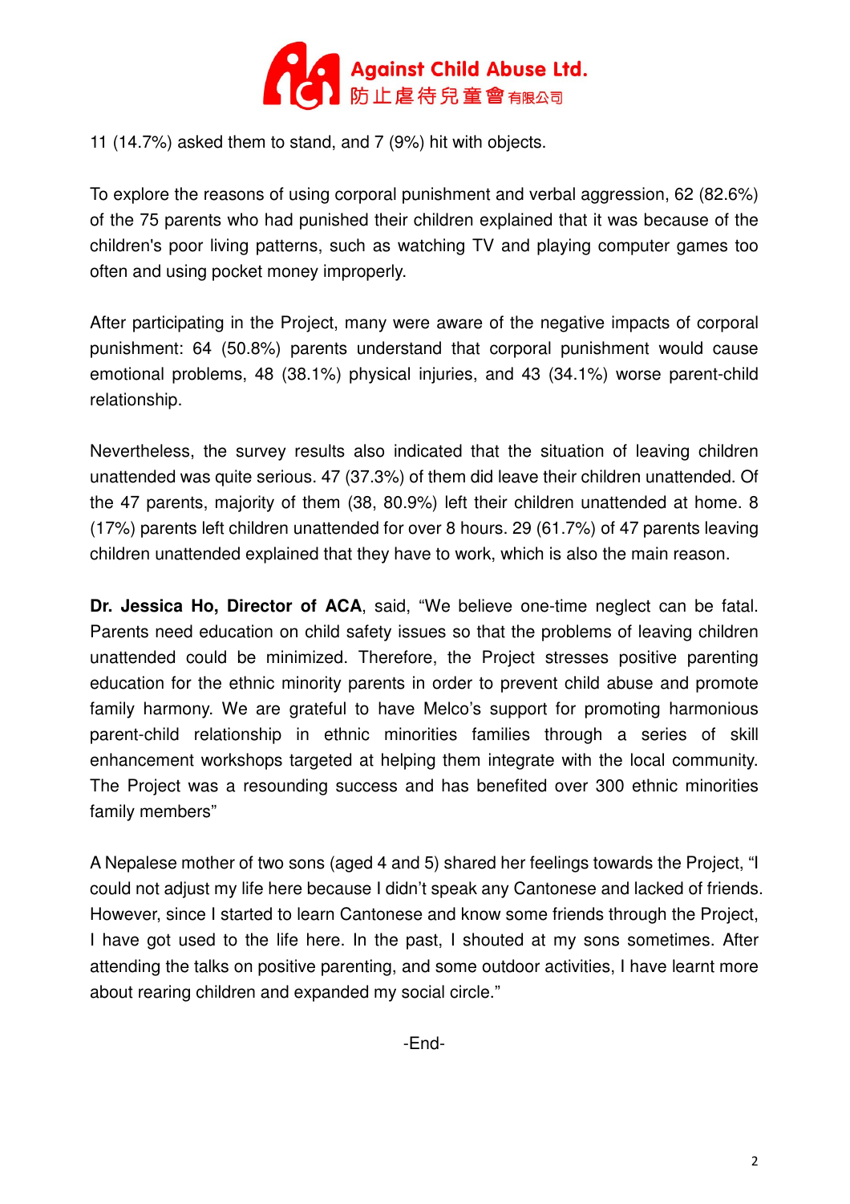11 (14.7%) asked them to stand, and 7 (9%) hit with objects.

To explore the reasons of using corporal punishment and verbal aggression, 62 (82.6%) of the 75 parents who had punished their children explained that it was because of the children's poor living patterns, such as watching TV and playing computer games too often and using pocket money improperly.

After participating in the Project, many were aware of the negative impacts of corporal punishment: 64 (50.8%) parents understand that corporal punishment would cause emotional problems, 48 (38.1%) physical injuries, and 43 (34.1%) worse parent-child relationship.

Nevertheless, the survey results also indicated that the situation of leaving children unattended was quite serious. 47 (37.3%) of them did leave their children unattended. Of the 47 parents, majority of them (38, 80.9%) left their children unattended at home. 8 (17%) parents left children unattended for over 8 hours. 29 (61.7%) of 47 parents leaving children unattended explained that they have to work, which is also the main reason.

**Dr. Jessica Ho, Director of ACA**, said, "We believe one-time neglect can be fatal. Parents need education on child safety issues so that the problems of leaving children unattended could be minimized. Therefore, the Project stresses positive parenting education for the ethnic minority parents in order to prevent child abuse and promote family harmony. We are grateful to have Melco's support for promoting harmonious parent-child relationship in ethnic minorities families through a series of skill enhancement workshops targeted at helping them integrate with the local community. The Project was a resounding success and has benefited over 300 ethnic minorities family members"

A Nepalese mother of two sons (aged 4 and 5) shared her feelings towards the Project, "I could not adjust my life here because I didn't speak any Cantonese and lacked of friends. However, since I started to learn Cantonese and know some friends through the Project, I have got used to the life here. In the past, I shouted at my sons sometimes. After attending the talks on positive parenting, and some outdoor activities, I have learnt more about rearing children and expanded my social circle."

-End-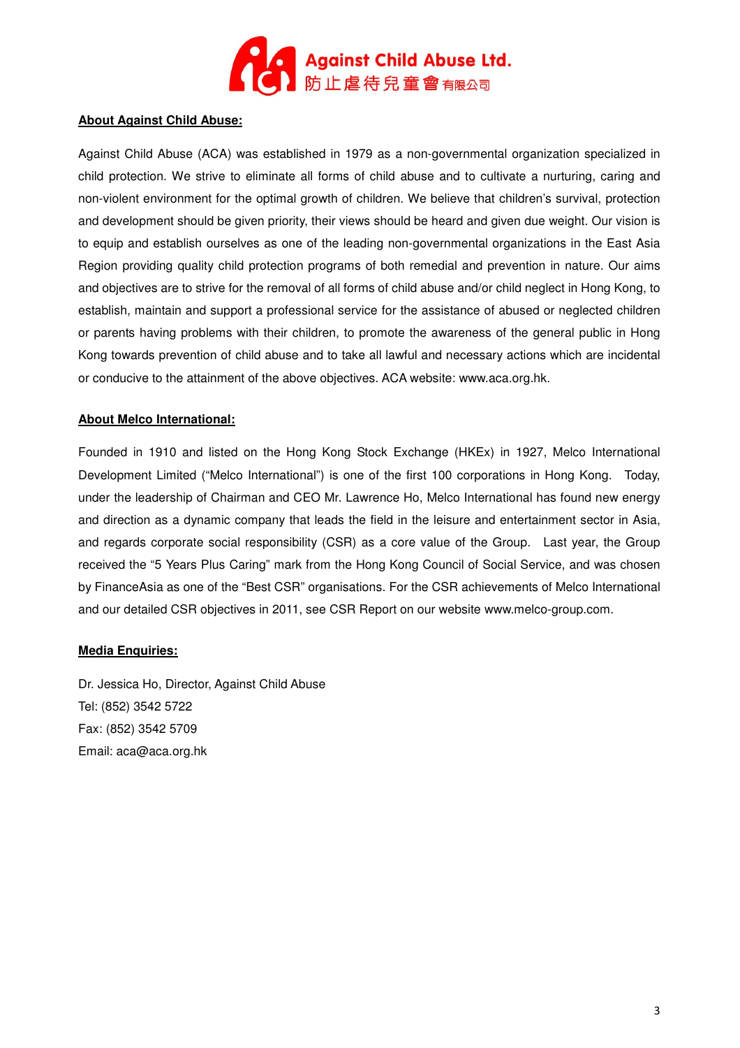Against Child Abuse Ltd.
防止虐待兒童會有限公司

**About Against Child Abuse:**

Against Child Abuse (ACA) was established in 1979 as a non-governmental organization specialized in child protection. We strive to eliminate all forms of child abuse and to cultivate a nurturing, caring and non-violent environment for the optimal growth of children. We believe that children's survival, protection and development should be given priority, their views should be heard and given due weight. Our vision is to equip and establish ourselves as one of the leading non-governmental organizations in the East Asia Region providing quality child protection programs of both remedial and prevention in nature. Our aims and objectives are to strive for the removal of all forms of child abuse and/or child neglect in Hong Kong, to establish, maintain and support a professional service for the assistance of abused or neglected children or parents having problems with their children, to promote the awareness of the general public in Hong Kong towards prevention of child abuse and to take all lawful and necessary actions which are incidental or conducive to the attainment of the above objectives. ACA website: www.aca.org.hk.

**About Melco International:**

Founded in 1910 and listed on the Hong Kong Stock Exchange (HKEx) in 1927, Melco International Development Limited ("Melco International") is one of the first 100 corporations in Hong Kong. Today, under the leadership of Chairman and CEO Mr. Lawrence Ho, Melco International has found new energy and direction as a dynamic company that leads the field in the leisure and entertainment sector in Asia, and regards corporate social responsibility (CSR) as a core value of the Group. Last year, the Group received the "5 Years Plus Caring" mark from the Hong Kong Council of Social Service, and was chosen by FinanceAsia as one of the "Best CSR" organisations. For the CSR achievements of Melco International and our detailed CSR objectives in 2011, see CSR Report on our website www.melco-group.com.

**Media Enquiries:**

Dr. Jessica Ho, Director, Against Child Abuse
Tel: (852) 3542 5722
Fax: (852) 3542 5709
Email: aca@aca.org.hk